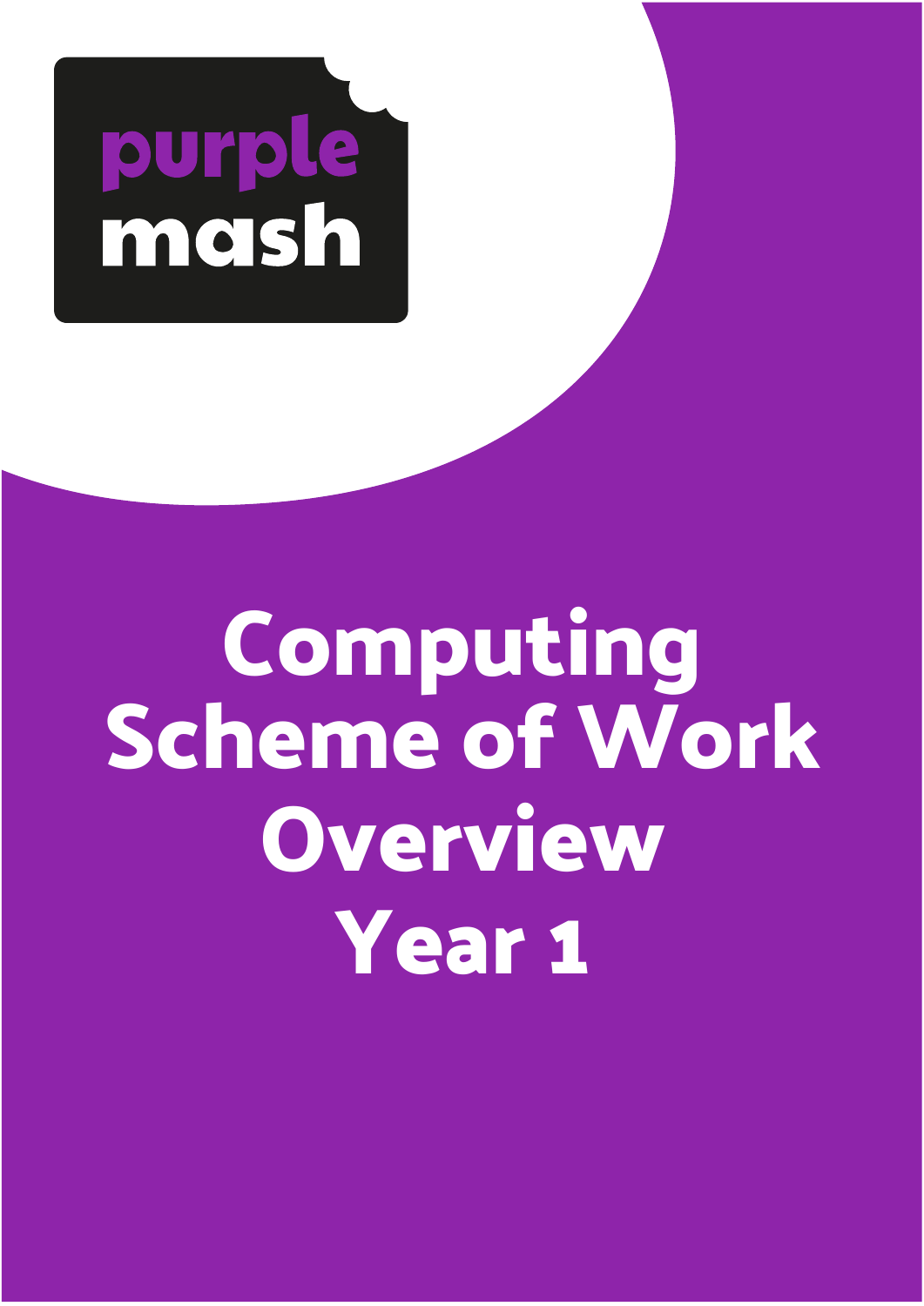purple mash

# Computing Scheme of Work Overview Year 1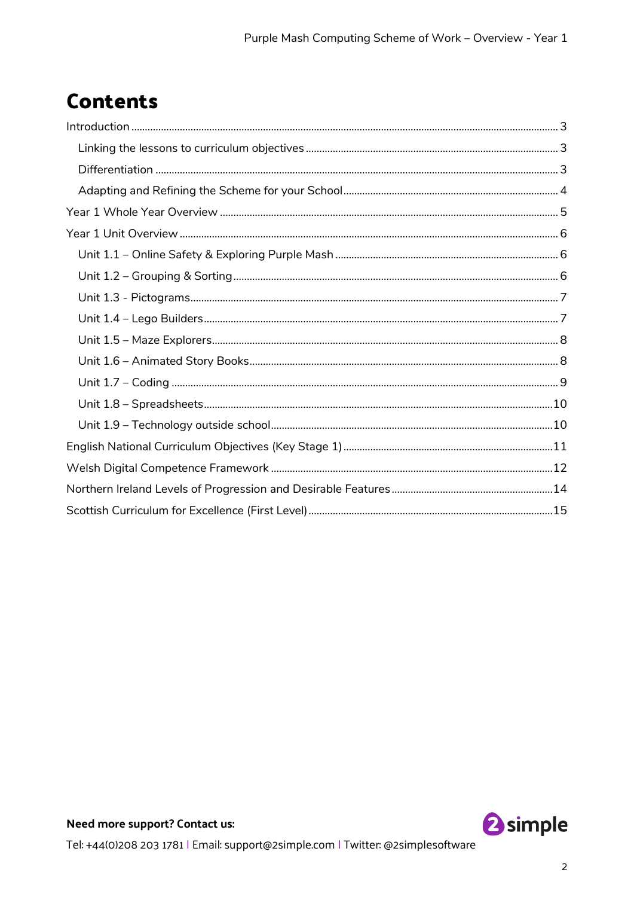# Contents

- Introduction ... 3
  - Linking the lessons to curriculum objectives ... 3
  - Differentiation ... 3
  - Adapting and Refining the Scheme for your School ... 4
- Year 1 Whole Year Overview ... 5
- Year 1 Unit Overview ... 6
  - Unit 1.1 – Online Safety & Exploring Purple Mash ... 6
  - Unit 1.2 – Grouping & Sorting ... 6
  - Unit 1.3 - Pictograms ... 7
  - Unit 1.4 – Lego Builders ... 7
  - Unit 1.5 – Maze Explorers ... 8
  - Unit 1.6 – Animated Story Books ... 8
  - Unit 1.7 – Coding ... 9
  - Unit 1.8 – Spreadsheets ... 10
  - Unit 1.9 – Technology outside school ... 10
- English National Curriculum Objectives (Key Stage 1) ... 11
- Welsh Digital Competence Framework ... 12
- Northern Ireland Levels of Progression and Desirable Features ... 14
- Scottish Curriculum for Excellence (First Level) ... 15

**Need more support? Contact us:**

Tel: +44(0)208 203 1781 | Email: support@2simple.com | Twitter: @2simplesoftware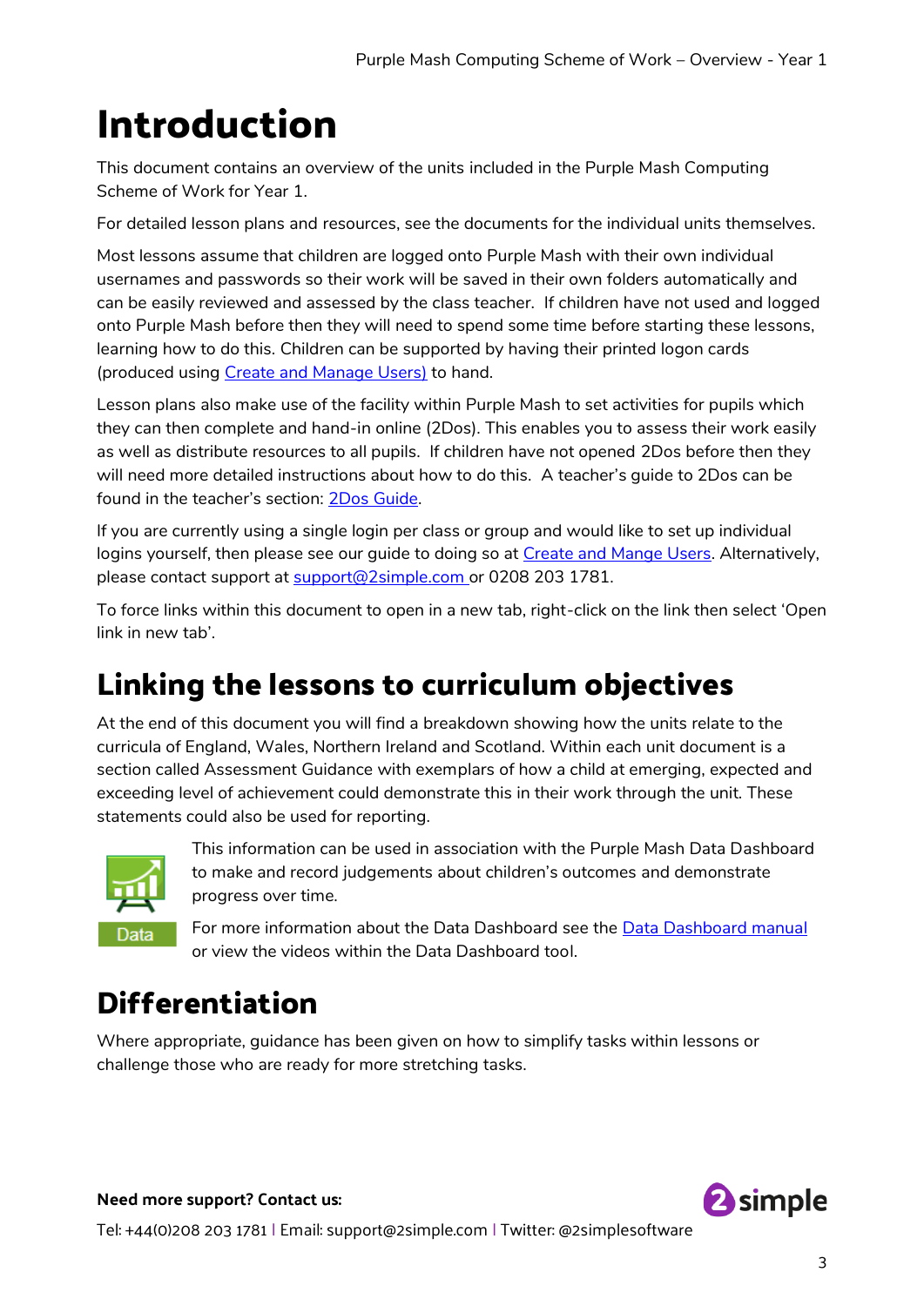# Introduction

This document contains an overview of the units included in the Purple Mash Computing Scheme of Work for Year 1.

For detailed lesson plans and resources, see the documents for the individual units themselves.

Most lessons assume that children are logged onto Purple Mash with their own individual usernames and passwords so their work will be saved in their own folders automatically and can be easily reviewed and assessed by the class teacher. If children have not used and logged onto Purple Mash before then they will need to spend some time before starting these lessons, learning how to do this. Children can be supported by having their printed logon cards (produced using Create and Manage Users) to hand.

Lesson plans also make use of the facility within Purple Mash to set activities for pupils which they can then complete and hand-in online (2Dos). This enables you to assess their work easily as well as distribute resources to all pupils. If children have not opened 2Dos before then they will need more detailed instructions about how to do this. A teacher's guide to 2Dos can be found in the teacher's section: 2Dos Guide.

If you are currently using a single login per class or group and would like to set up individual logins yourself, then please see our guide to doing so at Create and Mange Users. Alternatively, please contact support at support@2simple.com or 0208 203 1781.

To force links within this document to open in a new tab, right-click on the link then select 'Open link in new tab'.

## Linking the lessons to curriculum objectives

At the end of this document you will find a breakdown showing how the units relate to the curricula of England, Wales, Northern Ireland and Scotland. Within each unit document is a section called Assessment Guidance with exemplars of how a child at emerging, expected and exceeding level of achievement could demonstrate this in their work through the unit. These statements could also be used for reporting.

This information can be used in association with the Purple Mash Data Dashboard to make and record judgements about children's outcomes and demonstrate progress over time.

For more information about the Data Dashboard see the Data Dashboard manual or view the videos within the Data Dashboard tool.

## Differentiation

Where appropriate, guidance has been given on how to simplify tasks within lessons or challenge those who are ready for more stretching tasks.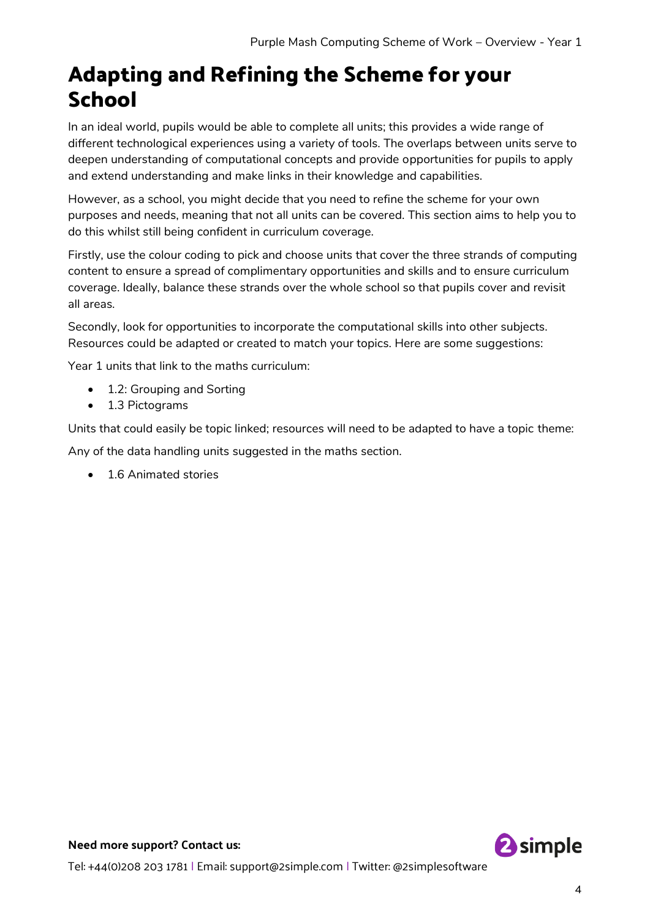# Adapting and Refining the Scheme for your School

In an ideal world, pupils would be able to complete all units; this provides a wide range of different technological experiences using a variety of tools. The overlaps between units serve to deepen understanding of computational concepts and provide opportunities for pupils to apply and extend understanding and make links in their knowledge and capabilities.

However, as a school, you might decide that you need to refine the scheme for your own purposes and needs, meaning that not all units can be covered. This section aims to help you to do this whilst still being confident in curriculum coverage.

Firstly, use the colour coding to pick and choose units that cover the three strands of computing content to ensure a spread of complimentary opportunities and skills and to ensure curriculum coverage. Ideally, balance these strands over the whole school so that pupils cover and revisit all areas.

Secondly, look for opportunities to incorporate the computational skills into other subjects. Resources could be adapted or created to match your topics. Here are some suggestions:

Year 1 units that link to the maths curriculum:

- 1.2: Grouping and Sorting
- 1.3 Pictograms

Units that could easily be topic linked; resources will need to be adapted to have a topic theme:

Any of the data handling units suggested in the maths section.

- 1.6 Animated stories

**Need more support? Contact us:**

Tel: +44(0)208 203 1781 | Email: support@2simple.com | Twitter: @2simplesoftware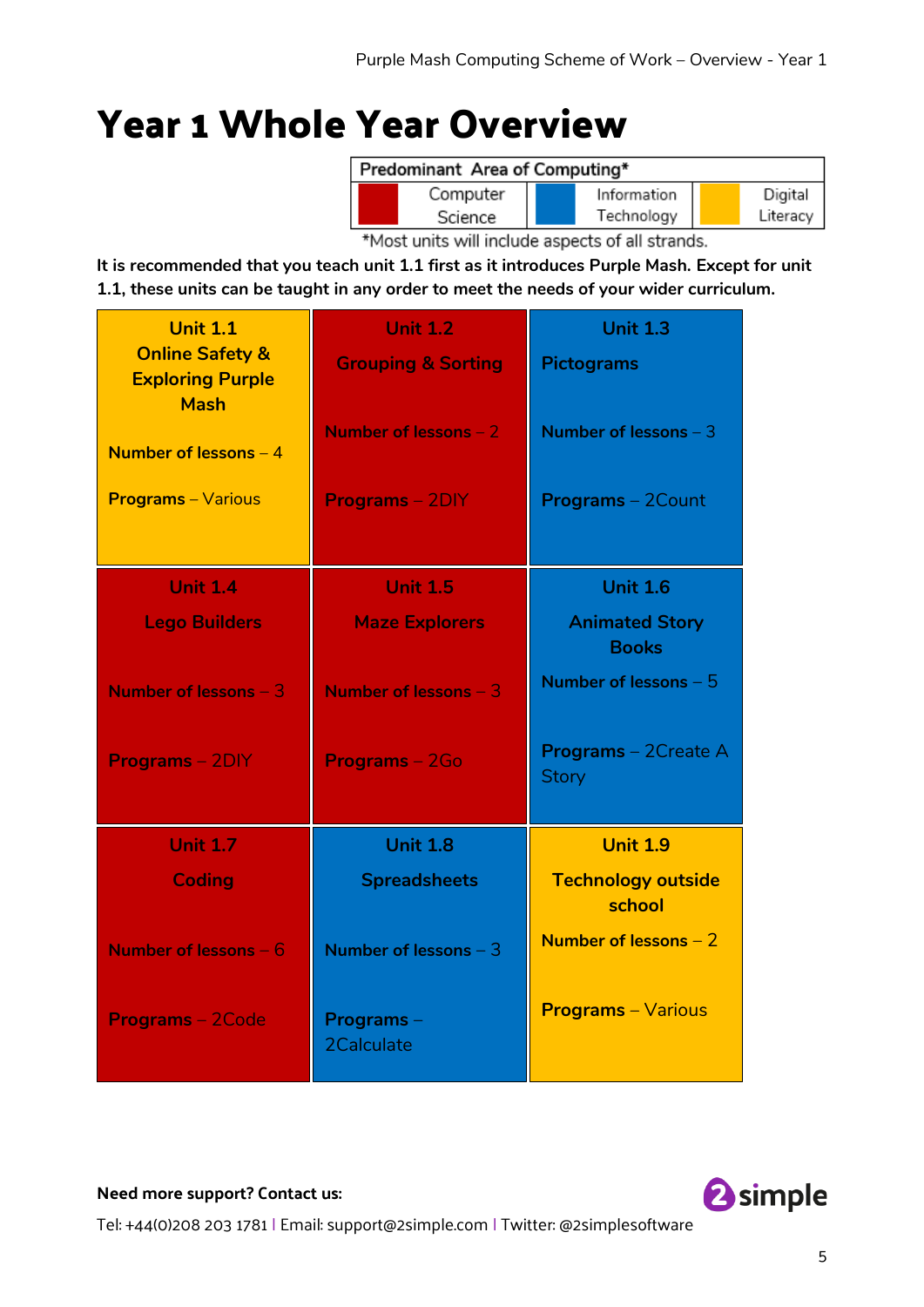# Year 1 Whole Year Overview

| Predominant Area of Computing* | | |
|---|---|---|
| Computer Science (red) | Information Technology (blue) | Digital Literacy (yellow) |

*Most units will include aspects of all strands.

**It is recommended that you teach unit 1.1 first as it introduces Purple Mash. Except for unit 1.1, these units can be taught in any order to meet the needs of your wider curriculum.**

| | | |
|---|---|---|
| **Unit 1.1**<br>**Online Safety & Exploring Purple Mash**<br>**Number of lessons** – 4<br>**Programs** – Various | **Unit 1.2**<br>**Grouping & Sorting**<br>**Number of lessons** – 2<br>**Programs** – 2DIY | **Unit 1.3**<br>**Pictograms**<br>**Number of lessons** – 3<br>**Programs** – 2Count |
| **Unit 1.4**<br>**Lego Builders**<br>**Number of lessons** – 3<br>**Programs** – 2DIY | **Unit 1.5**<br>**Maze Explorers**<br>**Number of lessons** – 3<br>**Programs** – 2Go | **Unit 1.6**<br>**Animated Story Books**<br>**Number of lessons** – 5<br>**Programs** – 2Create A Story |
| **Unit 1.7**<br>**Coding**<br>**Number of lessons** – 6<br>**Programs** – 2Code | **Unit 1.8**<br>**Spreadsheets**<br>**Number of lessons** – 3<br>**Programs** – 2Calculate | **Unit 1.9**<br>**Technology outside school**<br>**Number of lessons** – 2<br>**Programs** – Various |

**Need more support? Contact us:**

Tel: +44(0)208 203 1781 | Email: support@2simple.com | Twitter: @2simplesoftware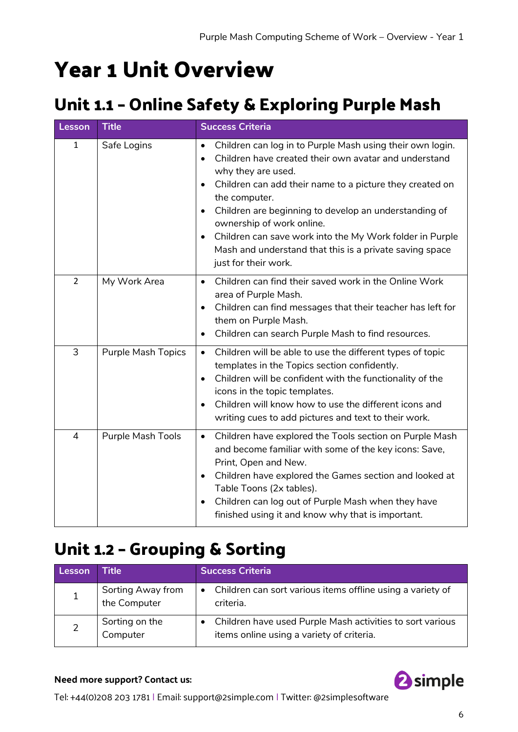# Year 1 Unit Overview

## Unit 1.1 – Online Safety & Exploring Purple Mash

| Lesson | Title | Success Criteria |
| --- | --- | --- |
| 1 | Safe Logins | • Children can log in to Purple Mash using their own login.<br>• Children have created their own avatar and understand why they are used.<br>• Children can add their name to a picture they created on the computer.<br>• Children are beginning to develop an understanding of ownership of work online.<br>• Children can save work into the My Work folder in Purple Mash and understand that this is a private saving space just for their work. |
| 2 | My Work Area | • Children can find their saved work in the Online Work area of Purple Mash.<br>• Children can find messages that their teacher has left for them on Purple Mash.<br>• Children can search Purple Mash to find resources. |
| 3 | Purple Mash Topics | • Children will be able to use the different types of topic templates in the Topics section confidently.<br>• Children will be confident with the functionality of the icons in the topic templates.<br>• Children will know how to use the different icons and writing cues to add pictures and text to their work. |
| 4 | Purple Mash Tools | • Children have explored the Tools section on Purple Mash and become familiar with some of the key icons: Save, Print, Open and New.<br>• Children have explored the Games section and looked at Table Toons (2x tables).<br>• Children can log out of Purple Mash when they have finished using it and know why that is important. |

## Unit 1.2 – Grouping & Sorting

| Lesson | Title | Success Criteria |
| --- | --- | --- |
| 1 | Sorting Away from the Computer | • Children can sort various items offline using a variety of criteria. |
| 2 | Sorting on the Computer | • Children have used Purple Mash activities to sort various items online using a variety of criteria. |

**Need more support? Contact us:**

Tel: +44(0)208 203 1781 | Email: support@2simple.com | Twitter: @2simplesoftware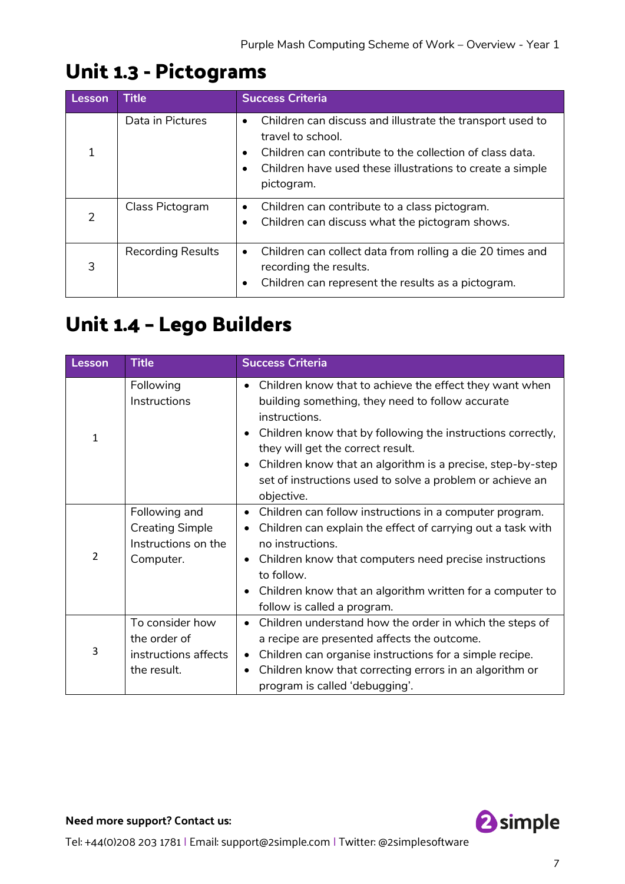## Unit 1.3 - Pictograms

| Lesson | Title | Success Criteria |
|---|---|---|
| 1 | Data in Pictures | • Children can discuss and illustrate the transport used to travel to school.<br>• Children can contribute to the collection of class data.<br>• Children have used these illustrations to create a simple pictogram. |
| 2 | Class Pictogram | • Children can contribute to a class pictogram.<br>• Children can discuss what the pictogram shows. |
| 3 | Recording Results | • Children can collect data from rolling a die 20 times and recording the results.<br>• Children can represent the results as a pictogram. |

## Unit 1.4 – Lego Builders

| Lesson | Title | Success Criteria |
|---|---|---|
| 1 | Following Instructions | • Children know that to achieve the effect they want when building something, they need to follow accurate instructions.<br>• Children know that by following the instructions correctly, they will get the correct result.<br>• Children know that an algorithm is a precise, step-by-step set of instructions used to solve a problem or achieve an objective. |
| 2 | Following and Creating Simple Instructions on the Computer. | • Children can follow instructions in a computer program.<br>• Children can explain the effect of carrying out a task with no instructions.<br>• Children know that computers need precise instructions to follow.<br>• Children know that an algorithm written for a computer to follow is called a program. |
| 3 | To consider how the order of instructions affects the result. | • Children understand how the order in which the steps of a recipe are presented affects the outcome.<br>• Children can organise instructions for a simple recipe.<br>• Children know that correcting errors in an algorithm or program is called 'debugging'. |

**Need more support? Contact us:**

Tel: +44(0)208 203 1781 | Email: support@2simple.com | Twitter: @2simplesoftware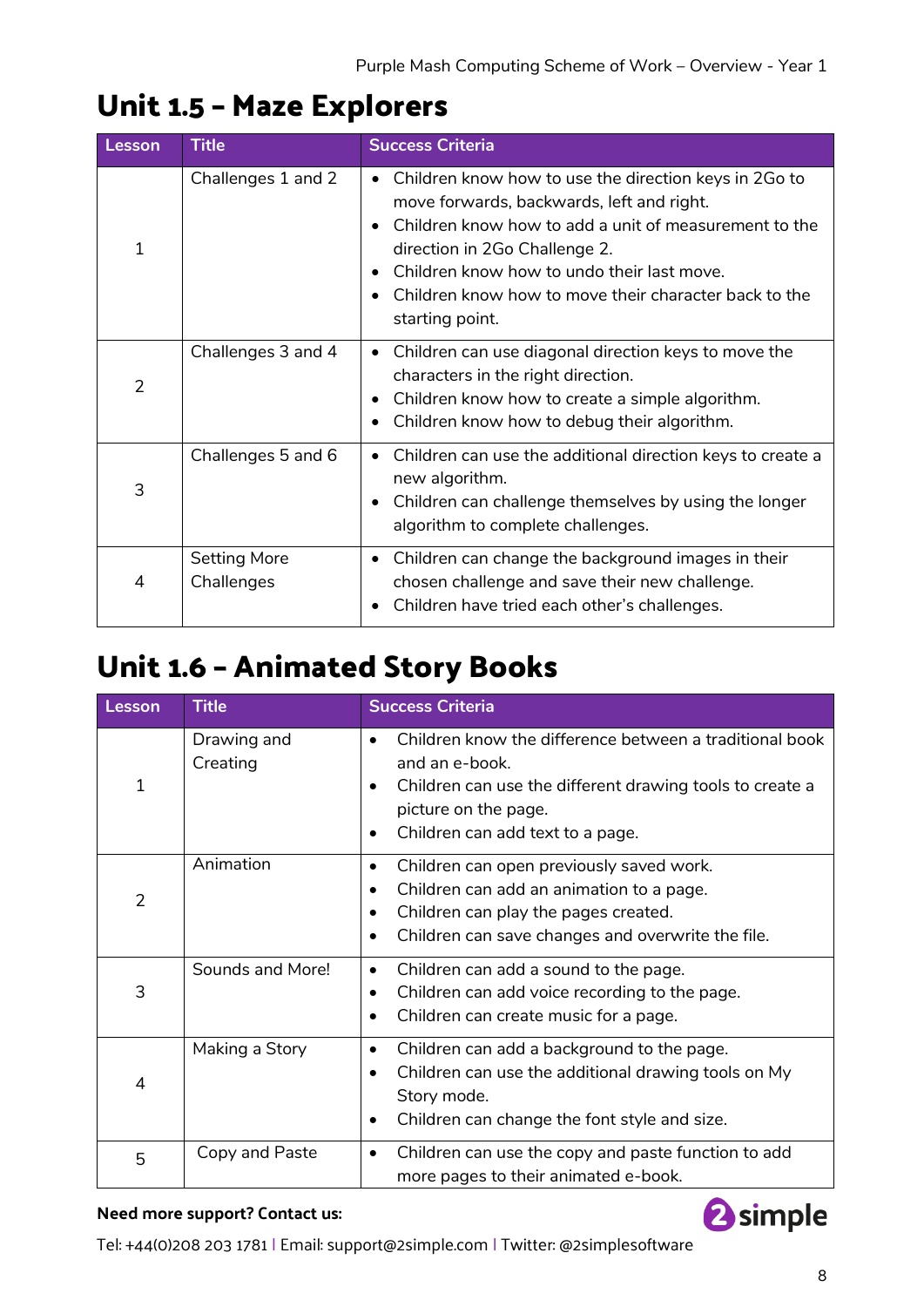## Unit 1.5 – Maze Explorers

| Lesson | Title | Success Criteria |
|---|---|---|
| 1 | Challenges 1 and 2 | • Children know how to use the direction keys in 2Go to move forwards, backwards, left and right.<br>• Children know how to add a unit of measurement to the direction in 2Go Challenge 2.<br>• Children know how to undo their last move.<br>• Children know how to move their character back to the starting point. |
| 2 | Challenges 3 and 4 | • Children can use diagonal direction keys to move the characters in the right direction.<br>• Children know how to create a simple algorithm.<br>• Children know how to debug their algorithm. |
| 3 | Challenges 5 and 6 | • Children can use the additional direction keys to create a new algorithm.<br>• Children can challenge themselves by using the longer algorithm to complete challenges. |
| 4 | Setting More Challenges | • Children can change the background images in their chosen challenge and save their new challenge.<br>• Children have tried each other's challenges. |

## Unit 1.6 – Animated Story Books

| Lesson | Title | Success Criteria |
|---|---|---|
| 1 | Drawing and Creating | • Children know the difference between a traditional book and an e-book.<br>• Children can use the different drawing tools to create a picture on the page.<br>• Children can add text to a page. |
| 2 | Animation | • Children can open previously saved work.<br>• Children can add an animation to a page.<br>• Children can play the pages created.<br>• Children can save changes and overwrite the file. |
| 3 | Sounds and More! | • Children can add a sound to the page.<br>• Children can add voice recording to the page.<br>• Children can create music for a page. |
| 4 | Making a Story | • Children can add a background to the page.<br>• Children can use the additional drawing tools on My Story mode.<br>• Children can change the font style and size. |
| 5 | Copy and Paste | • Children can use the copy and paste function to add more pages to their animated e-book. |

**Need more support? Contact us:**

Tel: +44(0)208 203 1781 | Email: support@2simple.com | Twitter: @2simplesoftware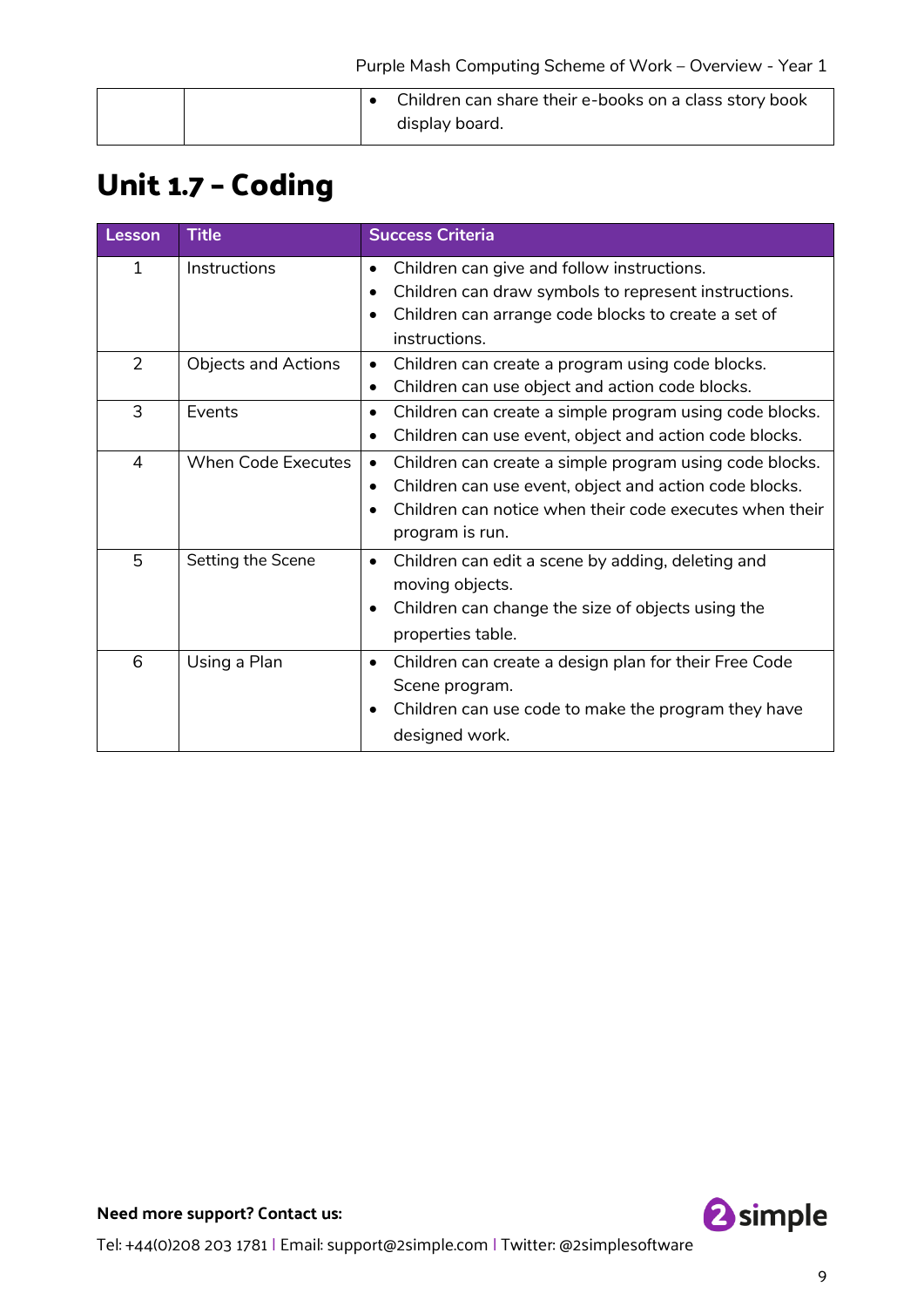| | | • Children can share their e-books on a class story book display board. |
|---|---|---|

## Unit 1.7 – Coding

| Lesson | Title | Success Criteria |
|---|---|---|
| 1 | Instructions | • Children can give and follow instructions.<br>• Children can draw symbols to represent instructions.<br>• Children can arrange code blocks to create a set of instructions. |
| 2 | Objects and Actions | • Children can create a program using code blocks.<br>• Children can use object and action code blocks. |
| 3 | Events | • Children can create a simple program using code blocks.<br>• Children can use event, object and action code blocks. |
| 4 | When Code Executes | • Children can create a simple program using code blocks.<br>• Children can use event, object and action code blocks.<br>• Children can notice when their code executes when their program is run. |
| 5 | Setting the Scene | • Children can edit a scene by adding, deleting and moving objects.<br>• Children can change the size of objects using the properties table. |
| 6 | Using a Plan | • Children can create a design plan for their Free Code Scene program.<br>• Children can use code to make the program they have designed work. |

**Need more support? Contact us:**

Tel: +44(0)208 203 1781 | Email: support@2simple.com | Twitter: @2simplesoftware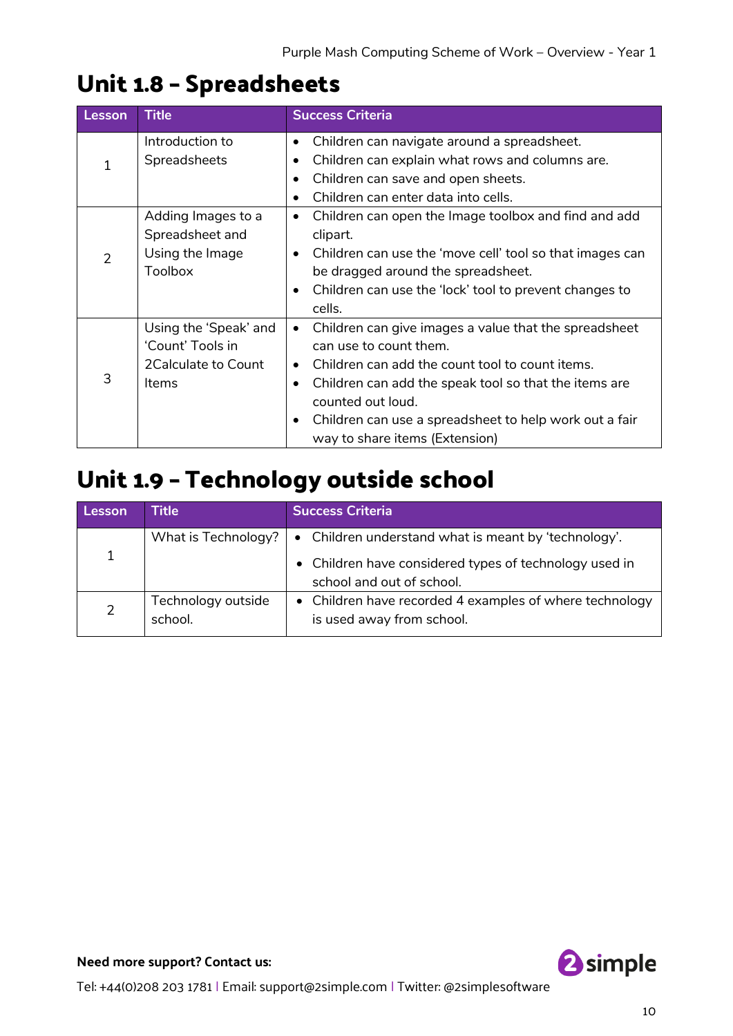# Unit 1.8 – Spreadsheets

| Lesson | Title | Success Criteria |
|---|---|---|
| 1 | Introduction to Spreadsheets | • Children can navigate around a spreadsheet.<br>• Children can explain what rows and columns are.<br>• Children can save and open sheets.<br>• Children can enter data into cells. |
| 2 | Adding Images to a Spreadsheet and Using the Image Toolbox | • Children can open the Image toolbox and find and add clipart.<br>• Children can use the 'move cell' tool so that images can be dragged around the spreadsheet.<br>• Children can use the 'lock' tool to prevent changes to cells. |
| 3 | Using the 'Speak' and 'Count' Tools in 2Calculate to Count Items | • Children can give images a value that the spreadsheet can use to count them.<br>• Children can add the count tool to count items.<br>• Children can add the speak tool so that the items are counted out loud.<br>• Children can use a spreadsheet to help work out a fair way to share items (Extension) |

# Unit 1.9 – Technology outside school

| Lesson | Title | Success Criteria |
|---|---|---|
| 1 | What is Technology? | • Children understand what is meant by 'technology'.<br>• Children have considered types of technology used in school and out of school. |
| 2 | Technology outside school. | • Children have recorded 4 examples of where technology is used away from school. |

**Need more support? Contact us:**

Tel: +44(0)208 203 1781 | Email: support@2simple.com | Twitter: @2simplesoftware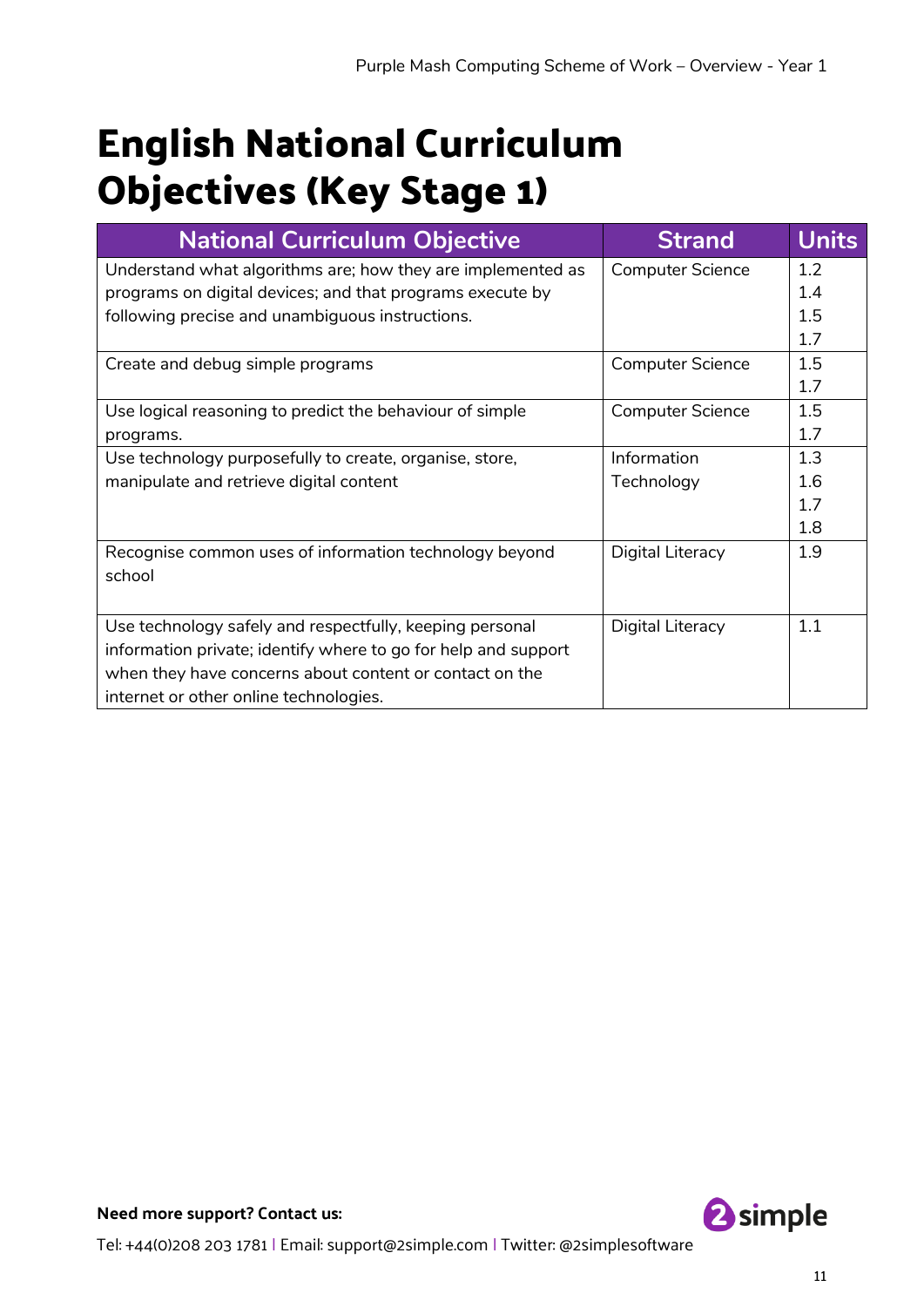# English National Curriculum Objectives (Key Stage 1)

| National Curriculum Objective | Strand | Units |
|---|---|---|
| Understand what algorithms are; how they are implemented as programs on digital devices; and that programs execute by following precise and unambiguous instructions. | Computer Science | 1.2<br>1.4<br>1.5<br>1.7 |
| Create and debug simple programs | Computer Science | 1.5<br>1.7 |
| Use logical reasoning to predict the behaviour of simple programs. | Computer Science | 1.5<br>1.7 |
| Use technology purposefully to create, organise, store, manipulate and retrieve digital content | Information Technology | 1.3<br>1.6<br>1.7<br>1.8 |
| Recognise common uses of information technology beyond school | Digital Literacy | 1.9 |
| Use technology safely and respectfully, keeping personal information private; identify where to go for help and support when they have concerns about content or contact on the internet or other online technologies. | Digital Literacy | 1.1 |

**Need more support? Contact us:**

Tel: +44(0)208 203 1781 | Email: support@2simple.com | Twitter: @2simplesoftware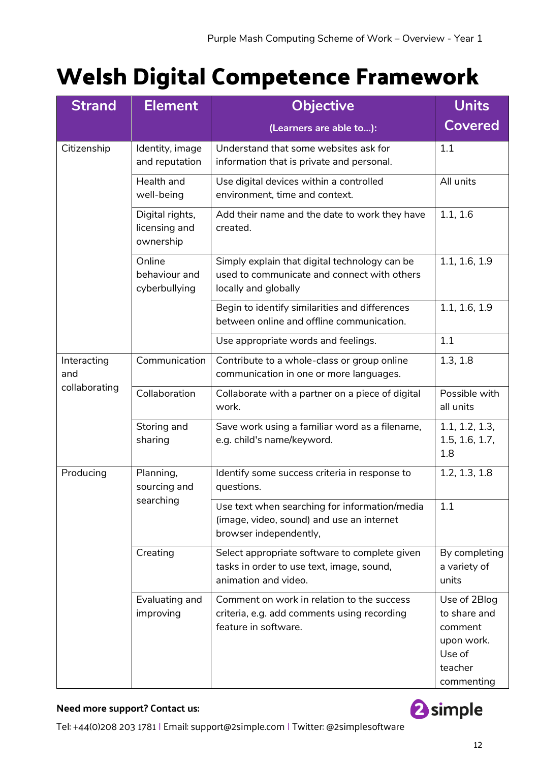# Welsh Digital Competence Framework

| Strand | Element | Objective (Learners are able to…): | Units Covered |
|---|---|---|---|
| Citizenship | Identity, image and reputation | Understand that some websites ask for information that is private and personal. | 1.1 |
| | Health and well-being | Use digital devices within a controlled environment, time and context. | All units |
| | Digital rights, licensing and ownership | Add their name and the date to work they have created. | 1.1, 1.6 |
| | Online behaviour and cyberbullying | Simply explain that digital technology can be used to communicate and connect with others locally and globally | 1.1, 1.6, 1.9 |
| | | Begin to identify similarities and differences between online and offline communication. | 1.1, 1.6, 1.9 |
| | | Use appropriate words and feelings. | 1.1 |
| Interacting and collaborating | Communication | Contribute to a whole-class or group online communication in one or more languages. | 1.3, 1.8 |
| | Collaboration | Collaborate with a partner on a piece of digital work. | Possible with all units |
| | Storing and sharing | Save work using a familiar word as a filename, e.g. child's name/keyword. | 1.1, 1.2, 1.3, 1.5, 1.6, 1.7, 1.8 |
| Producing | Planning, sourcing and searching | Identify some success criteria in response to questions. | 1.2, 1.3, 1.8 |
| | | Use text when searching for information/media (image, video, sound) and use an internet browser independently, | 1.1 |
| | Creating | Select appropriate software to complete given tasks in order to use text, image, sound, animation and video. | By completing a variety of units |
| | Evaluating and improving | Comment on work in relation to the success criteria, e.g. add comments using recording feature in software. | Use of 2Blog to share and comment upon work. Use of teacher commenting |

**Need more support? Contact us:**

Tel: +44(0)208 203 1781 | Email: support@2simple.com | Twitter: @2simplesoftware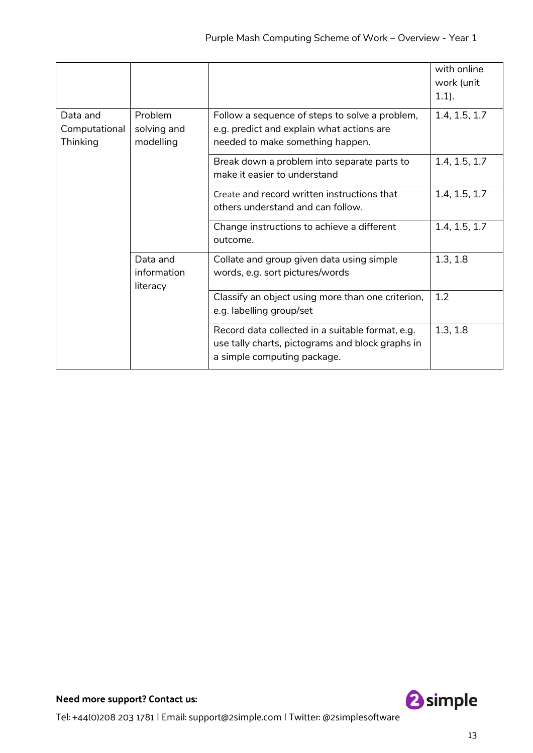| | | | with online work (unit 1.1). |
|---|---|---|---|
| Data and Computational Thinking | Problem solving and modelling | Follow a sequence of steps to solve a problem, e.g. predict and explain what actions are needed to make something happen. | 1.4, 1.5, 1.7 |
| | | Break down a problem into separate parts to make it easier to understand | 1.4, 1.5, 1.7 |
| | | Create and record written instructions that others understand and can follow. | 1.4, 1.5, 1.7 |
| | | Change instructions to achieve a different outcome. | 1.4, 1.5, 1.7 |
| | Data and information literacy | Collate and group given data using simple words, e.g. sort pictures/words | 1.3, 1.8 |
| | | Classify an object using more than one criterion, e.g. labelling group/set | 1.2 |
| | | Record data collected in a suitable format, e.g. use tally charts, pictograms and block graphs in a simple computing package. | 1.3, 1.8 |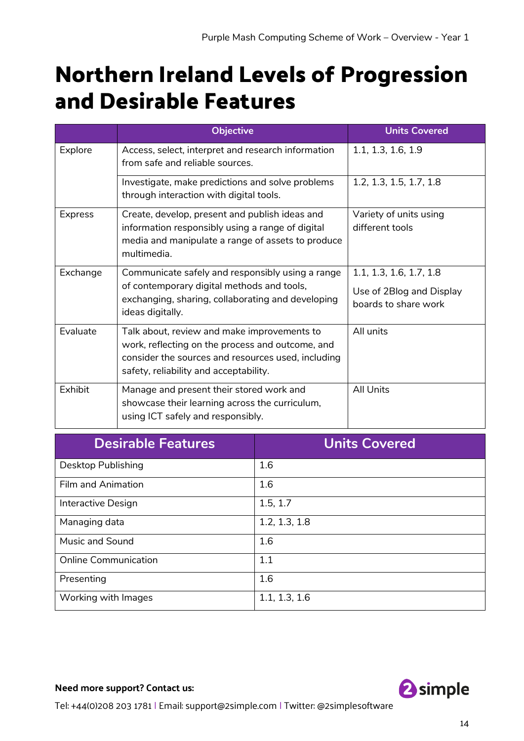# Northern Ireland Levels of Progression and Desirable Features

| | Objective | Units Covered |
|---|---|---|
| Explore | Access, select, interpret and research information from safe and reliable sources. | 1.1, 1.3, 1.6, 1.9 |
| | Investigate, make predictions and solve problems through interaction with digital tools. | 1.2, 1.3, 1.5, 1.7, 1.8 |
| Express | Create, develop, present and publish ideas and information responsibly using a range of digital media and manipulate a range of assets to produce multimedia. | Variety of units using different tools |
| Exchange | Communicate safely and responsibly using a range of contemporary digital methods and tools, exchanging, sharing, collaborating and developing ideas digitally. | 1.1, 1.3, 1.6, 1.7, 1.8<br>Use of 2Blog and Display boards to share work |
| Evaluate | Talk about, review and make improvements to work, reflecting on the process and outcome, and consider the sources and resources used, including safety, reliability and acceptability. | All units |
| Exhibit | Manage and present their stored work and showcase their learning across the curriculum, using ICT safely and responsibly. | All Units |

| Desirable Features | Units Covered |
|---|---|
| Desktop Publishing | 1.6 |
| Film and Animation | 1.6 |
| Interactive Design | 1.5, 1.7 |
| Managing data | 1.2, 1.3, 1.8 |
| Music and Sound | 1.6 |
| Online Communication | 1.1 |
| Presenting | 1.6 |
| Working with Images | 1.1, 1.3, 1.6 |

**Need more support? Contact us:**

Tel: +44(0)208 203 1781 | Email: support@2simple.com | Twitter: @2simplesoftware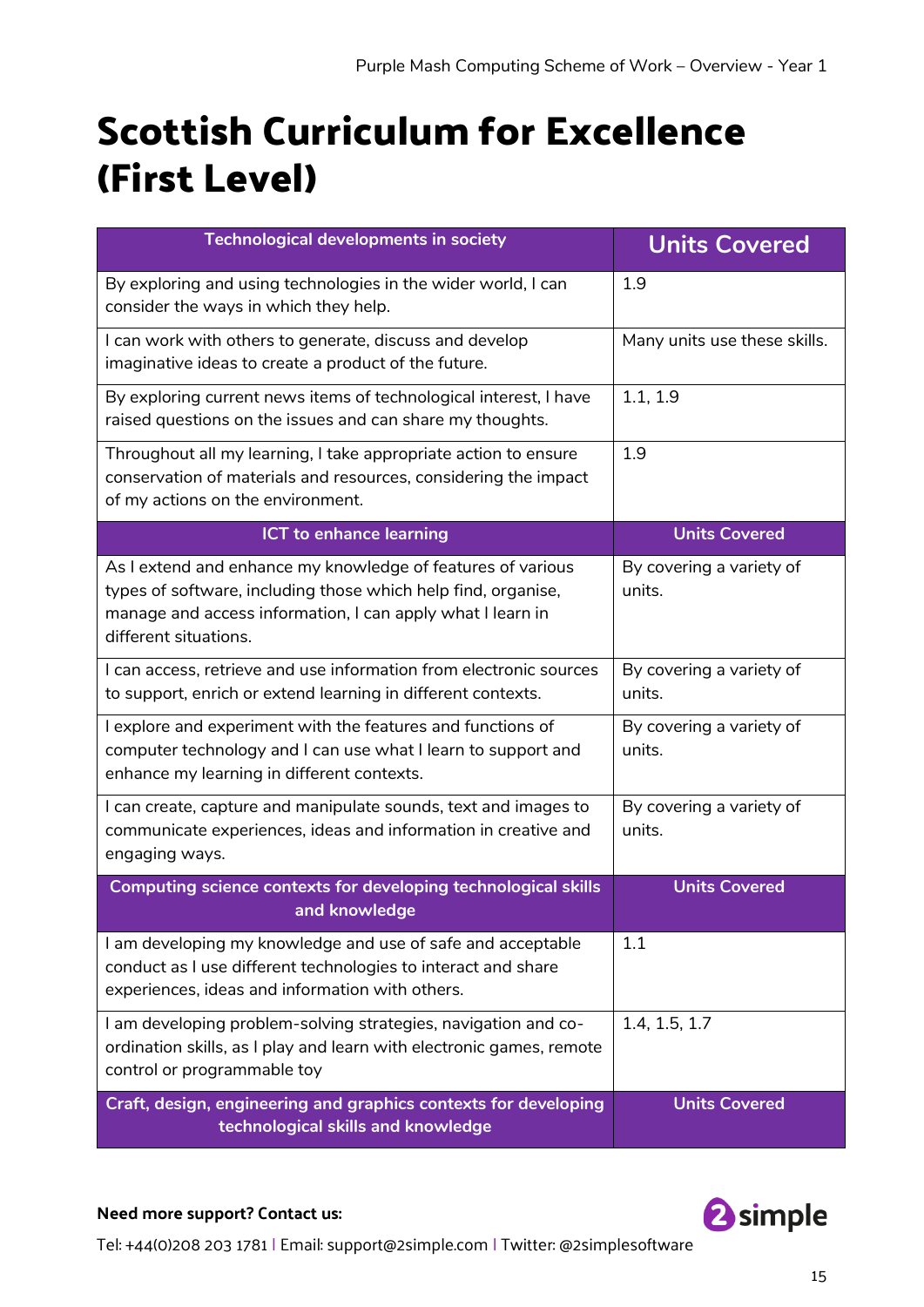# Scottish Curriculum for Excellence (First Level)

| Technological developments in society | Units Covered |
|---|---|
| By exploring and using technologies in the wider world, I can consider the ways in which they help. | 1.9 |
| I can work with others to generate, discuss and develop imaginative ideas to create a product of the future. | Many units use these skills. |
| By exploring current news items of technological interest, I have raised questions on the issues and can share my thoughts. | 1.1, 1.9 |
| Throughout all my learning, I take appropriate action to ensure conservation of materials and resources, considering the impact of my actions on the environment. | 1.9 |
| **ICT to enhance learning** | **Units Covered** |
| As I extend and enhance my knowledge of features of various types of software, including those which help find, organise, manage and access information, I can apply what I learn in different situations. | By covering a variety of units. |
| I can access, retrieve and use information from electronic sources to support, enrich or extend learning in different contexts. | By covering a variety of units. |
| I explore and experiment with the features and functions of computer technology and I can use what I learn to support and enhance my learning in different contexts. | By covering a variety of units. |
| I can create, capture and manipulate sounds, text and images to communicate experiences, ideas and information in creative and engaging ways. | By covering a variety of units. |
| **Computing science contexts for developing technological skills and knowledge** | **Units Covered** |
| I am developing my knowledge and use of safe and acceptable conduct as I use different technologies to interact and share experiences, ideas and information with others. | 1.1 |
| I am developing problem-solving strategies, navigation and co-ordination skills, as I play and learn with electronic games, remote control or programmable toy | 1.4, 1.5, 1.7 |
| **Craft, design, engineering and graphics contexts for developing technological skills and knowledge** | **Units Covered** |

**Need more support? Contact us:**

Tel: +44(0)208 203 1781 | Email: support@2simple.com | Twitter: @2simplesoftware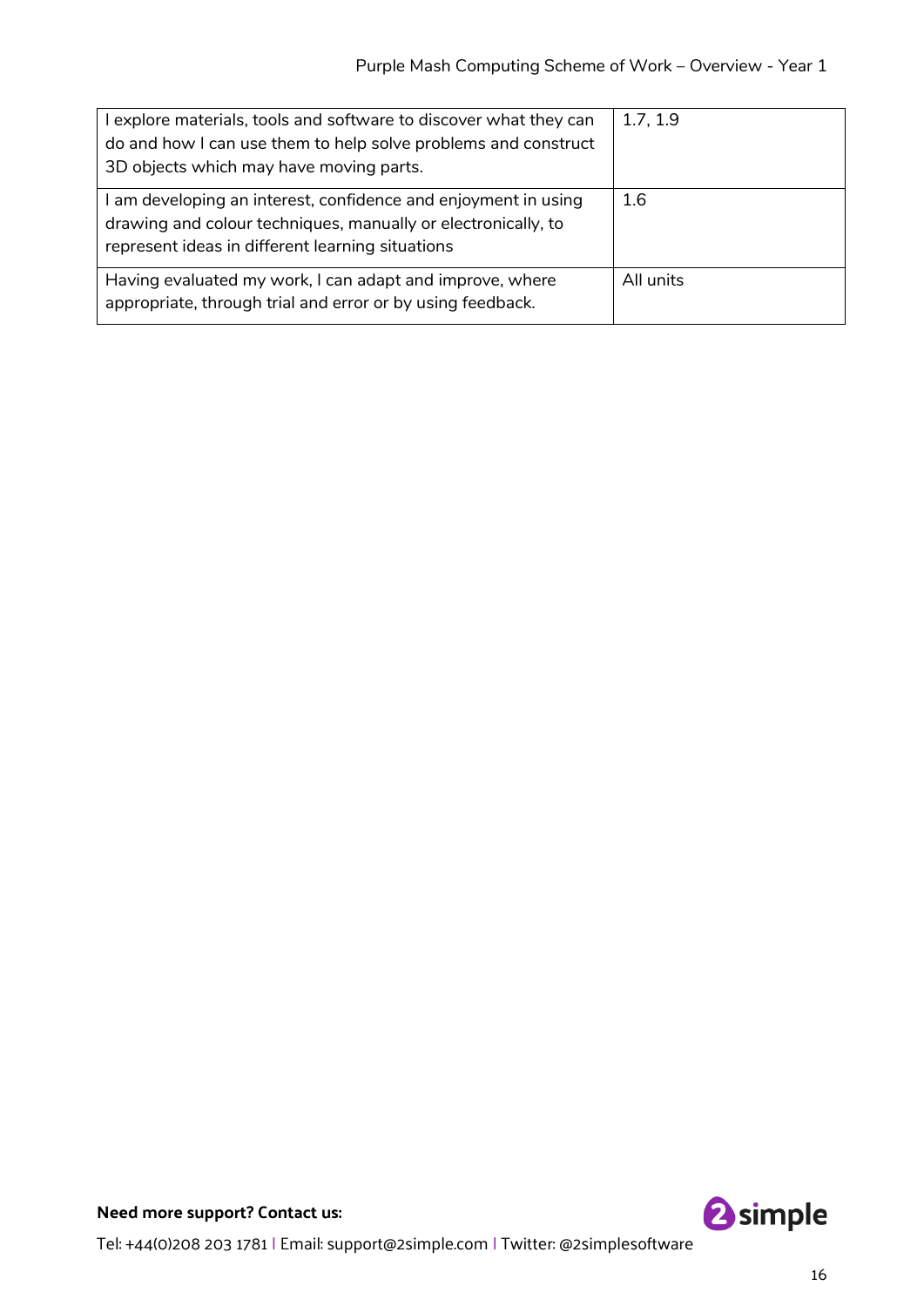| | |
|---|---|
| I explore materials, tools and software to discover what they can do and how I can use them to help solve problems and construct 3D objects which may have moving parts. | 1.7, 1.9 |
| I am developing an interest, confidence and enjoyment in using drawing and colour techniques, manually or electronically, to represent ideas in different learning situations | 1.6 |
| Having evaluated my work, I can adapt and improve, where appropriate, through trial and error or by using feedback. | All units |